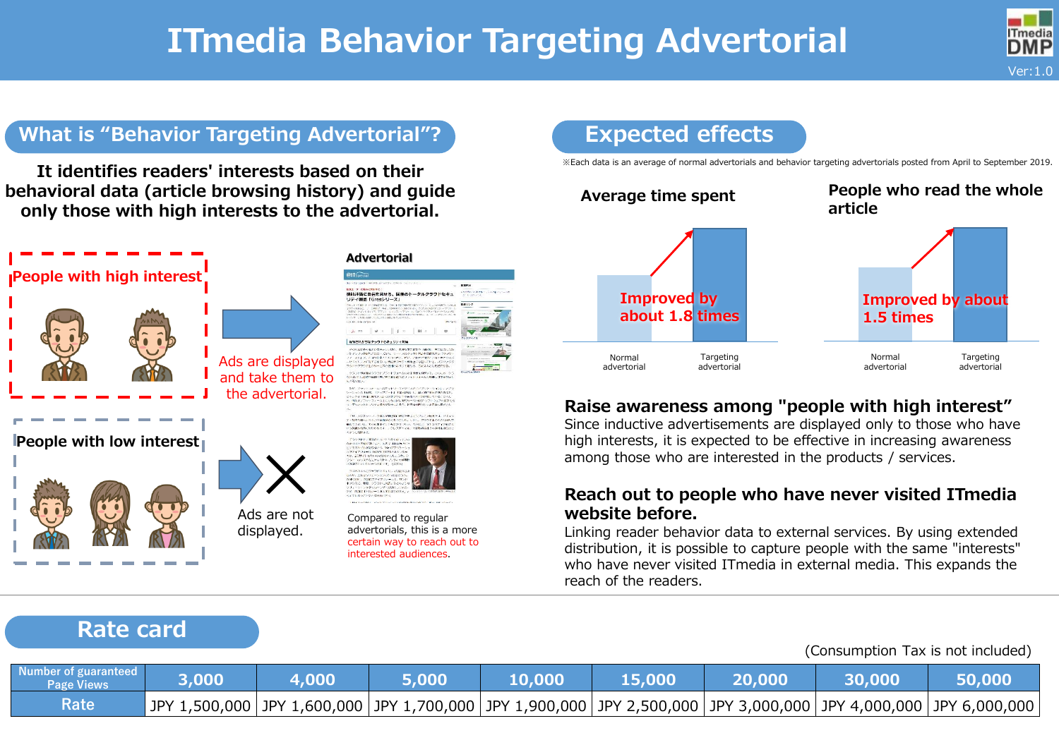# ITmedia Behavior Targeting Advertorial

ITmedia DMP

Ver:1.0

## What is "Behavior Targeting Advertorial"?

**It identifies readers' interests based on their behavioral data (article browsing history) and guide only those with high interests to the advertorial.**

**People with high interest**

Ads are displayed and take them to the advertorial.

**People with low interest**

Ads are not displayed.

**Advertorial**

Compared to regular advertorials, this is a more certain way to reach out to interested audiences.

## Expected effects

※Each data is an average of normal advertorials and behavior targeting advertorials posted from April to September 2019.

**Average time spent**

Improved by about 1.8 times

Normal advertorial / Targeting advertorial

**People who read the whole article**

Improved by about 1.5 times

Normal advertorial / Targeting advertorial

### Raise awareness among "people with high interest"

Since inductive advertisements are displayed only to those who have high interests, it is expected to be effective in increasing awareness among those who are interested in the products / services.

### Reach out to people who have never visited ITmedia website before.

Linking reader behavior data to external services. By using extended distribution, it is possible to capture people with the same "interests" who have never visited ITmedia in external media. This expands the reach of the readers.

## Rate card

(Consumption Tax is not included)

| Number of guaranteed Page Views | 3,000 | 4,000 | 5,000 | 10,000 | 15,000 | 20,000 | 30,000 | 50,000 |
|---|---|---|---|---|---|---|---|---|
| Rate | JPY 1,500,000 | JPY 1,600,000 | JPY 1,700,000 | JPY 1,900,000 | JPY 2,500,000 | JPY 3,000,000 | JPY 4,000,000 | JPY 6,000,000 |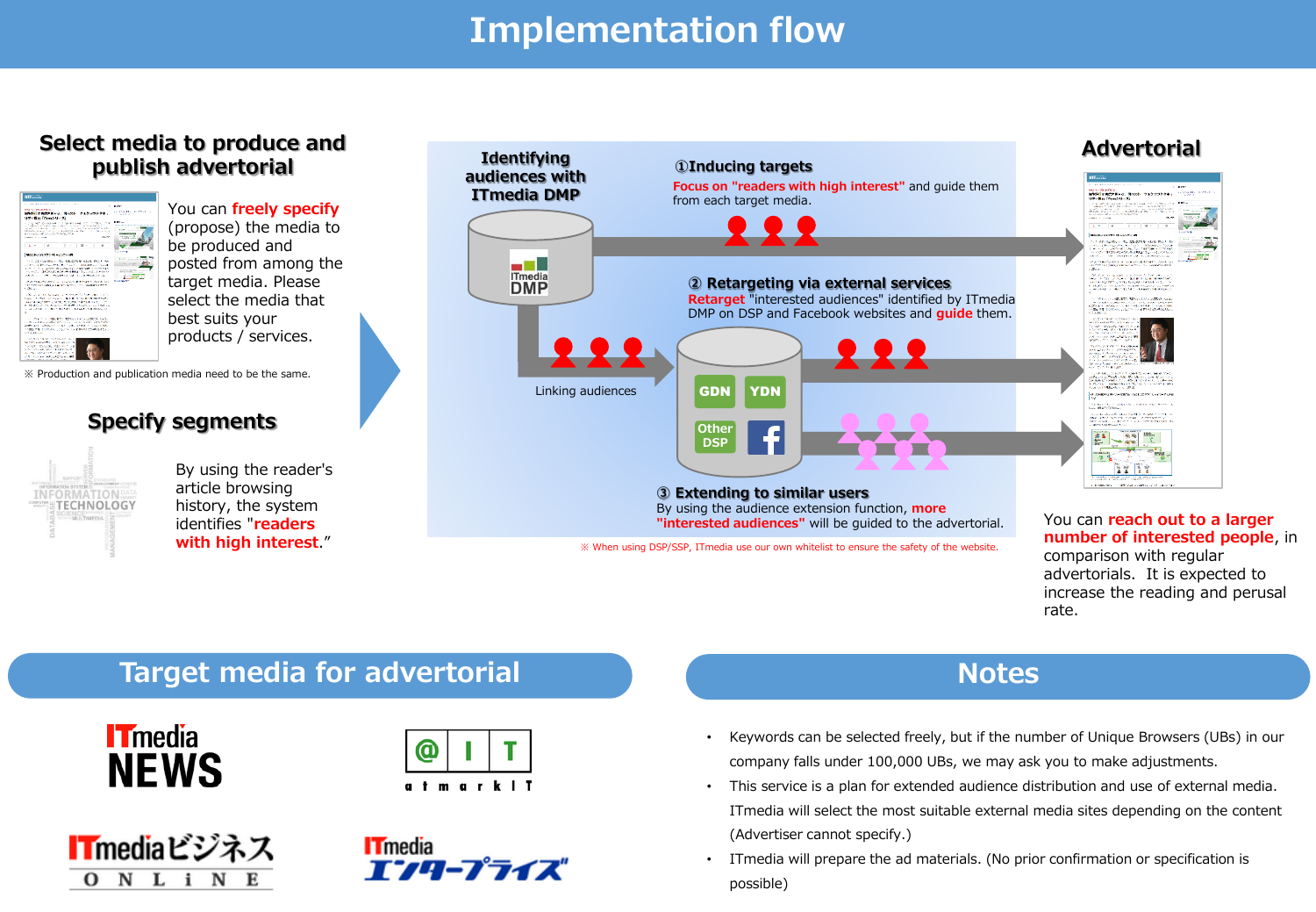# Implementation flow

## Select media to produce and publish advertorial

You can **freely specify** (propose) the media to be produced and posted from among the target media. Please select the media that best suits your products / services.

※ Production and publication media need to be the same.

## Specify segments

By using the reader's article browsing history, the system identifies "**readers with high interest**."

## Identifying audiences with ITmedia DMP

ITmedia DMP

Linking audiences

**①Inducing targets**

**Focus on "readers with high interest"** and guide them from each target media.

**② Retargeting via external services**

**Retarget** "interested audiences" identified by ITmedia DMP on DSP and Facebook websites and **guide** them.

GDN
YDN
Other DSP

**③ Extending to similar users**

By using the audience extension function, **more "interested audiences"** will be guided to the advertorial.

※ When using DSP/SSP, ITmedia use our own whitelist to ensure the safety of the website.

## Advertorial

You can **reach out to a larger number of interested people**, in comparison with regular advertorials. It is expected to increase the reading and perusal rate.

## Target media for advertorial

- ITmedia NEWS
- @IT atmarkIT
- ITmediaビジネス ONLiNE
- ITmedia エンタープライズ

## Notes

- Keywords can be selected freely, but if the number of Unique Browsers (UBs) in our company falls under 100,000 UBs, we may ask you to make adjustments.
- This service is a plan for extended audience distribution and use of external media. ITmedia will select the most suitable external media sites depending on the content (Advertiser cannot specify.)
- ITmedia will prepare the ad materials. (No prior confirmation or specification is possible)